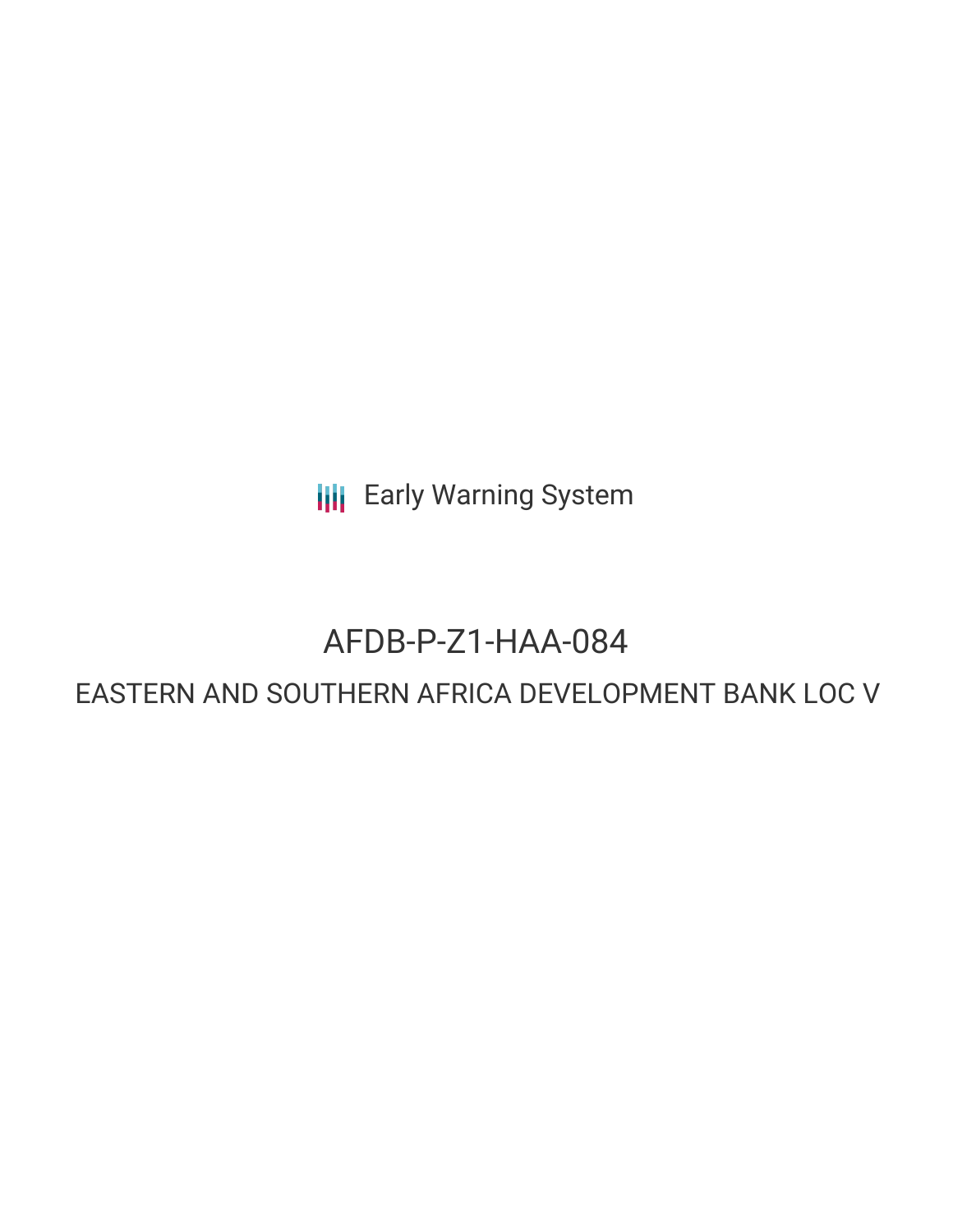Early Warning System

# AFDB-P-Z1-HAA-084

## EASTERN AND SOUTHERN AFRICA DEVELOPMENT BANK LOC V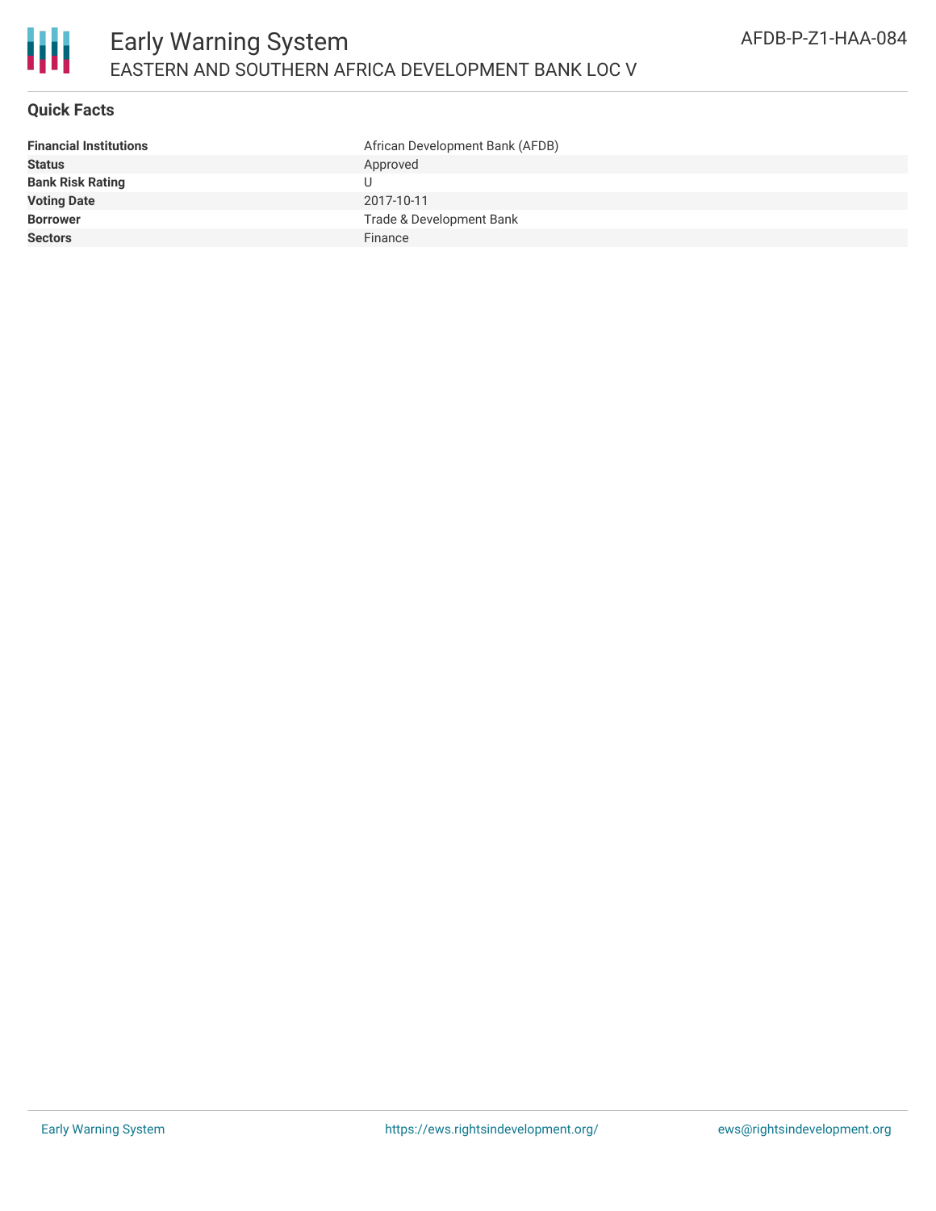# Early Warning System

## EASTERN AND SOUTHERN AFRICA DEVELOPMENT BANK LOC V

AFDB-P-Z1-HAA-084

### Quick Facts

| | |
|---|---|
| **Financial Institutions** | African Development Bank (AFDB) |
| **Status** | Approved |
| **Bank Risk Rating** | U |
| **Voting Date** | 2017-10-11 |
| **Borrower** | Trade & Development Bank |
| **Sectors** | Finance |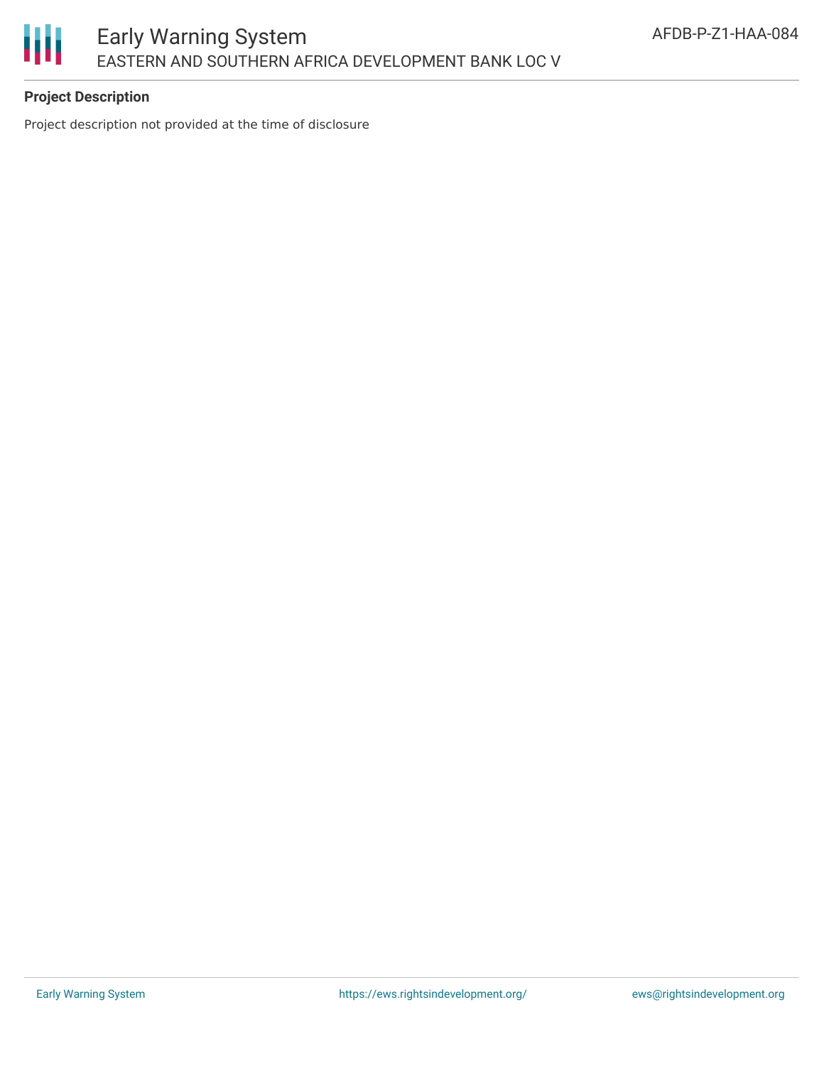## Project Description

Project description not provided at the time of disclosure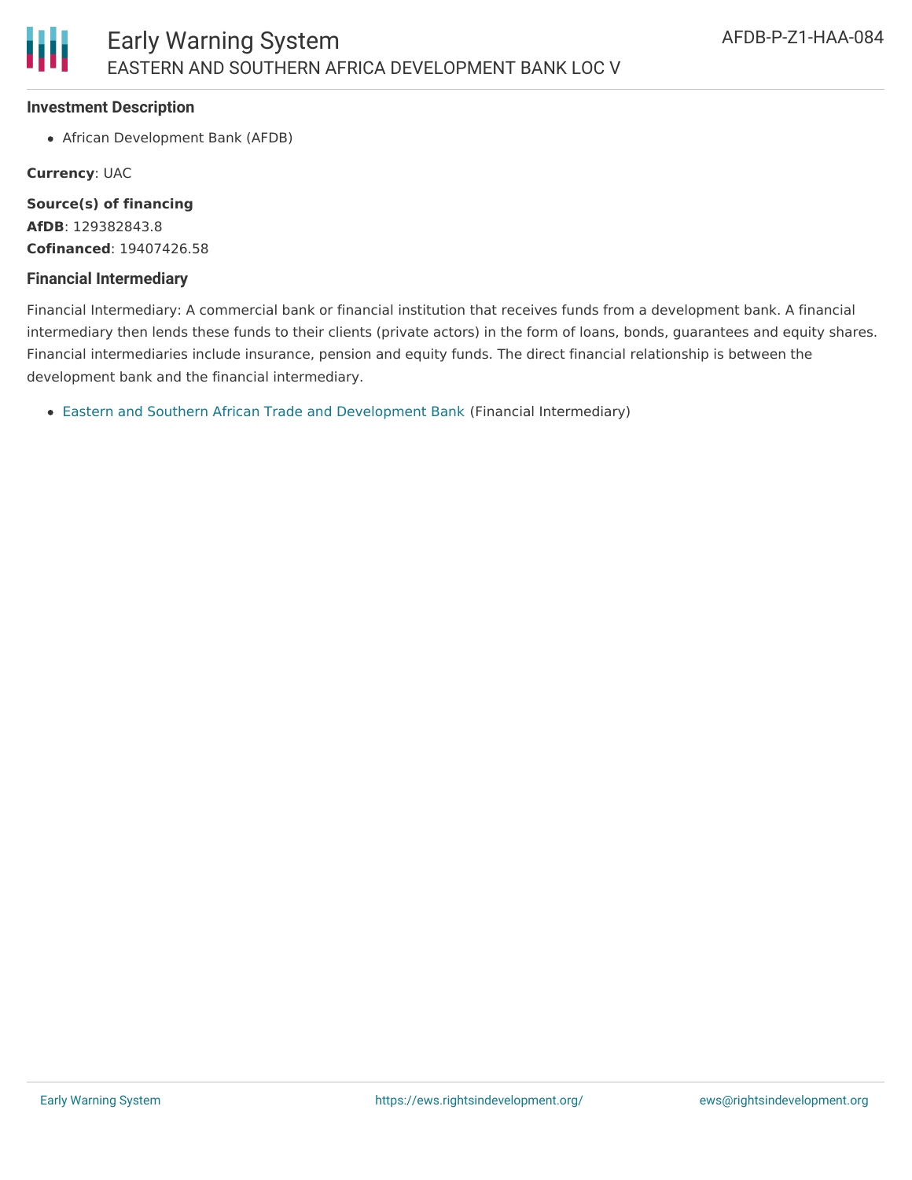### Investment Description

- African Development Bank (AFDB)

**Currency**: UAC

**Source(s) of financing**
**AfDB**: 129382843.8
**Cofinanced**: 19407426.58

### Financial Intermediary

Financial Intermediary: A commercial bank or financial institution that receives funds from a development bank. A financial intermediary then lends these funds to their clients (private actors) in the form of loans, bonds, guarantees and equity shares. Financial intermediaries include insurance, pension and equity funds. The direct financial relationship is between the development bank and the financial intermediary.

- Eastern and Southern African Trade and Development Bank (Financial Intermediary)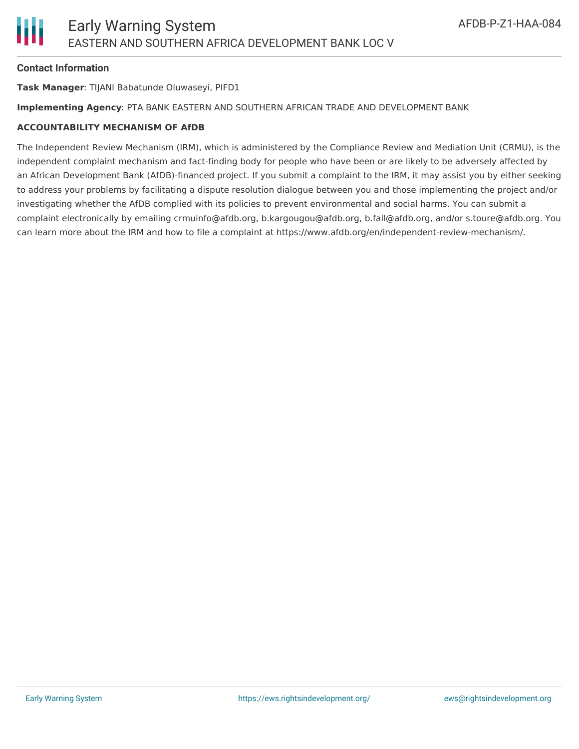## Contact Information

**Task Manager**: TIJANI Babatunde Oluwaseyi, PIFD1

**Implementing Agency**: PTA BANK EASTERN AND SOUTHERN AFRICAN TRADE AND DEVELOPMENT BANK

**ACCOUNTABILITY MECHANISM OF AfDB**

The Independent Review Mechanism (IRM), which is administered by the Compliance Review and Mediation Unit (CRMU), is the independent complaint mechanism and fact-finding body for people who have been or are likely to be adversely affected by an African Development Bank (AfDB)-financed project. If you submit a complaint to the IRM, it may assist you by either seeking to address your problems by facilitating a dispute resolution dialogue between you and those implementing the project and/or investigating whether the AfDB complied with its policies to prevent environmental and social harms. You can submit a complaint electronically by emailing crmuinfo@afdb.org, b.kargougou@afdb.org, b.fall@afdb.org, and/or s.toure@afdb.org. You can learn more about the IRM and how to file a complaint at https://www.afdb.org/en/independent-review-mechanism/.